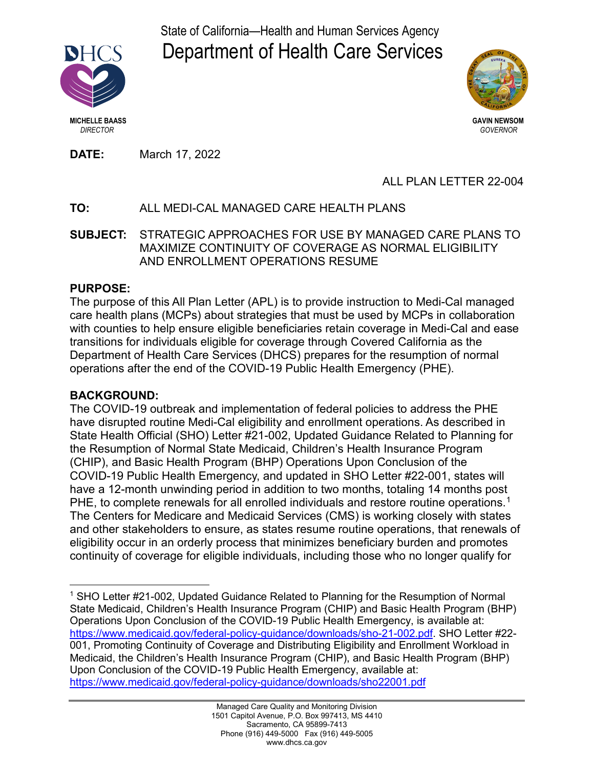State of California—Health and Human Services Agency
# Department of Health Care Services

**MICHELLE BAASS**
*DIRECTOR*

**GAVIN NEWSOM**
*GOVERNOR*

**DATE:** March 17, 2022

ALL PLAN LETTER 22-004

**TO:** ALL MEDI-CAL MANAGED CARE HEALTH PLANS

**SUBJECT:** STRATEGIC APPROACHES FOR USE BY MANAGED CARE PLANS TO MAXIMIZE CONTINUITY OF COVERAGE AS NORMAL ELIGIBILITY AND ENROLLMENT OPERATIONS RESUME

## PURPOSE:

The purpose of this All Plan Letter (APL) is to provide instruction to Medi-Cal managed care health plans (MCPs) about strategies that must be used by MCPs in collaboration with counties to help ensure eligible beneficiaries retain coverage in Medi-Cal and ease transitions for individuals eligible for coverage through Covered California as the Department of Health Care Services (DHCS) prepares for the resumption of normal operations after the end of the COVID-19 Public Health Emergency (PHE).

## BACKGROUND:

The COVID-19 outbreak and implementation of federal policies to address the PHE have disrupted routine Medi-Cal eligibility and enrollment operations. As described in State Health Official (SHO) Letter #21-002, Updated Guidance Related to Planning for the Resumption of Normal State Medicaid, Children's Health Insurance Program (CHIP), and Basic Health Program (BHP) Operations Upon Conclusion of the COVID-19 Public Health Emergency, and updated in SHO Letter #22-001, states will have a 12-month unwinding period in addition to two months, totaling 14 months post PHE, to complete renewals for all enrolled individuals and restore routine operations.[1] The Centers for Medicare and Medicaid Services (CMS) is working closely with states and other stakeholders to ensure, as states resume routine operations, that renewals of eligibility occur in an orderly process that minimizes beneficiary burden and promotes continuity of coverage for eligible individuals, including those who no longer qualify for

---

[1] SHO Letter #21-002, Updated Guidance Related to Planning for the Resumption of Normal State Medicaid, Children's Health Insurance Program (CHIP) and Basic Health Program (BHP) Operations Upon Conclusion of the COVID-19 Public Health Emergency, is available at: https://www.medicaid.gov/federal-policy-guidance/downloads/sho-21-002.pdf. SHO Letter #22-001, Promoting Continuity of Coverage and Distributing Eligibility and Enrollment Workload in Medicaid, the Children's Health Insurance Program (CHIP), and Basic Health Program (BHP) Upon Conclusion of the COVID-19 Public Health Emergency, available at: https://www.medicaid.gov/federal-policy-guidance/downloads/sho22001.pdf

Managed Care Quality and Monitoring Division
1501 Capitol Avenue, P.O. Box 997413, MS 4410
Sacramento, CA 95899-7413
Phone (916) 449-5000 Fax (916) 449-5005
www.dhcs.ca.gov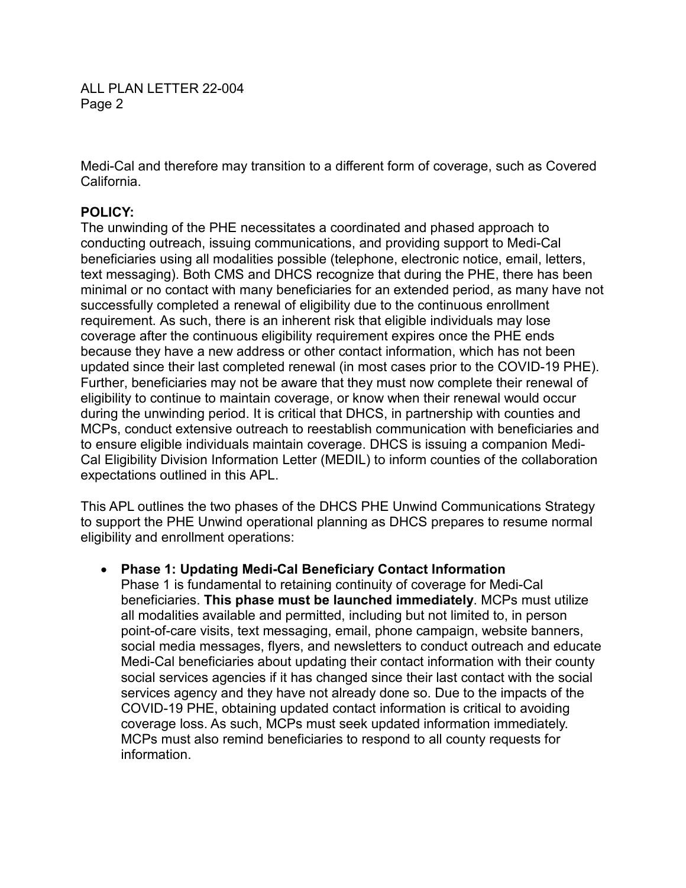Medi-Cal and therefore may transition to a different form of coverage, such as Covered California.

**POLICY:**

The unwinding of the PHE necessitates a coordinated and phased approach to conducting outreach, issuing communications, and providing support to Medi-Cal beneficiaries using all modalities possible (telephone, electronic notice, email, letters, text messaging). Both CMS and DHCS recognize that during the PHE, there has been minimal or no contact with many beneficiaries for an extended period, as many have not successfully completed a renewal of eligibility due to the continuous enrollment requirement. As such, there is an inherent risk that eligible individuals may lose coverage after the continuous eligibility requirement expires once the PHE ends because they have a new address or other contact information, which has not been updated since their last completed renewal (in most cases prior to the COVID-19 PHE). Further, beneficiaries may not be aware that they must now complete their renewal of eligibility to continue to maintain coverage, or know when their renewal would occur during the unwinding period. It is critical that DHCS, in partnership with counties and MCPs, conduct extensive outreach to reestablish communication with beneficiaries and to ensure eligible individuals maintain coverage. DHCS is issuing a companion Medi-Cal Eligibility Division Information Letter (MEDIL) to inform counties of the collaboration expectations outlined in this APL.

This APL outlines the two phases of the DHCS PHE Unwind Communications Strategy to support the PHE Unwind operational planning as DHCS prepares to resume normal eligibility and enrollment operations:

- **Phase 1: Updating Medi-Cal Beneficiary Contact Information**
  Phase 1 is fundamental to retaining continuity of coverage for Medi-Cal beneficiaries. **This phase must be launched immediately**. MCPs must utilize all modalities available and permitted, including but not limited to, in person point-of-care visits, text messaging, email, phone campaign, website banners, social media messages, flyers, and newsletters to conduct outreach and educate Medi-Cal beneficiaries about updating their contact information with their county social services agencies if it has changed since their last contact with the social services agency and they have not already done so. Due to the impacts of the COVID-19 PHE, obtaining updated contact information is critical to avoiding coverage loss. As such, MCPs must seek updated information immediately. MCPs must also remind beneficiaries to respond to all county requests for information.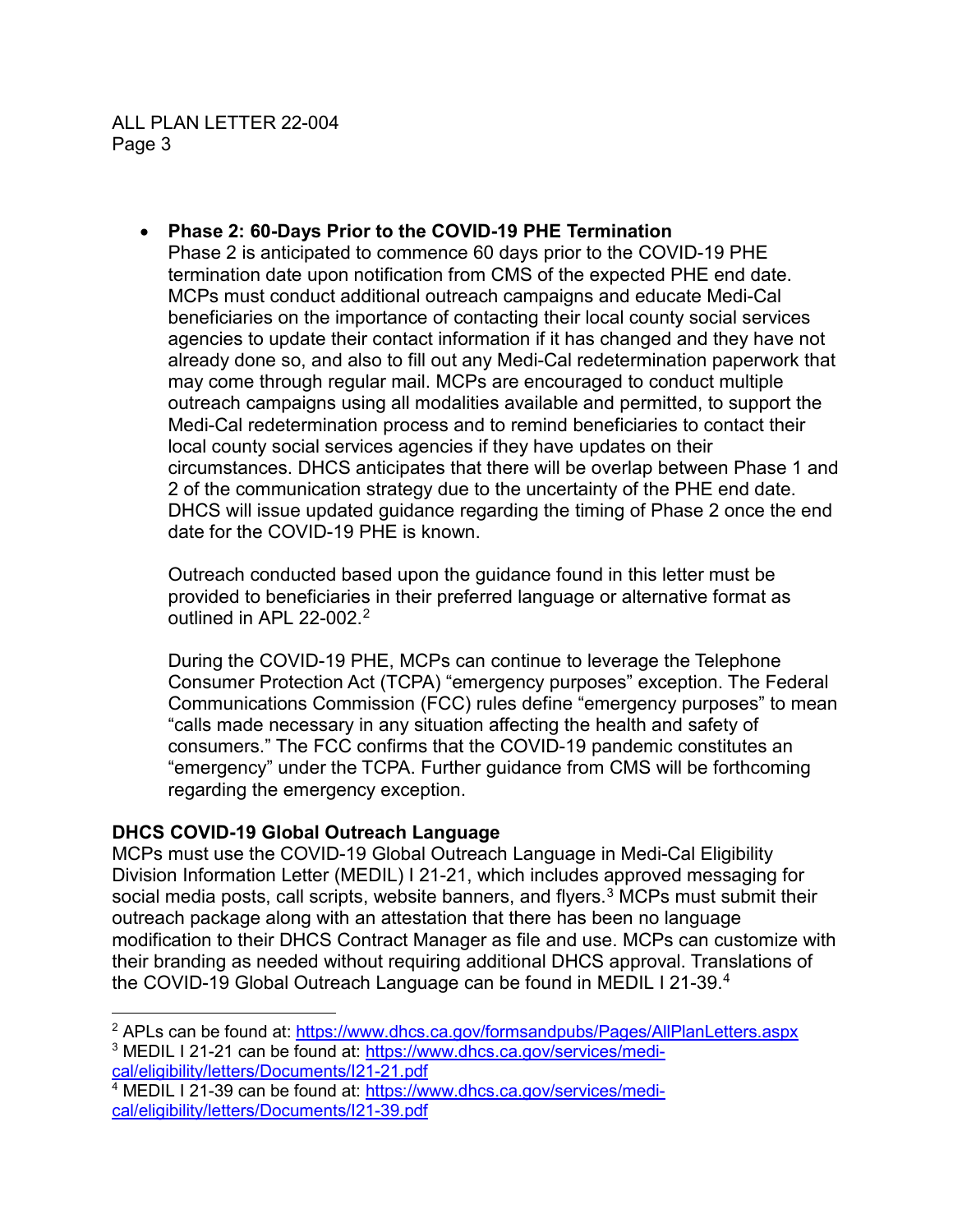- **Phase 2: 60-Days Prior to the COVID-19 PHE Termination**
  Phase 2 is anticipated to commence 60 days prior to the COVID-19 PHE termination date upon notification from CMS of the expected PHE end date. MCPs must conduct additional outreach campaigns and educate Medi-Cal beneficiaries on the importance of contacting their local county social services agencies to update their contact information if it has changed and they have not already done so, and also to fill out any Medi-Cal redetermination paperwork that may come through regular mail. MCPs are encouraged to conduct multiple outreach campaigns using all modalities available and permitted, to support the Medi-Cal redetermination process and to remind beneficiaries to contact their local county social services agencies if they have updates on their circumstances. DHCS anticipates that there will be overlap between Phase 1 and 2 of the communication strategy due to the uncertainty of the PHE end date. DHCS will issue updated guidance regarding the timing of Phase 2 once the end date for the COVID-19 PHE is known.

  Outreach conducted based upon the guidance found in this letter must be provided to beneficiaries in their preferred language or alternative format as outlined in APL 22-002.[2]

  During the COVID-19 PHE, MCPs can continue to leverage the Telephone Consumer Protection Act (TCPA) "emergency purposes" exception. The Federal Communications Commission (FCC) rules define "emergency purposes" to mean "calls made necessary in any situation affecting the health and safety of consumers." The FCC confirms that the COVID-19 pandemic constitutes an "emergency" under the TCPA. Further guidance from CMS will be forthcoming regarding the emergency exception.

**DHCS COVID-19 Global Outreach Language**

MCPs must use the COVID-19 Global Outreach Language in Medi-Cal Eligibility Division Information Letter (MEDIL) I 21-21, which includes approved messaging for social media posts, call scripts, website banners, and flyers.[3] MCPs must submit their outreach package along with an attestation that there has been no language modification to their DHCS Contract Manager as file and use. MCPs can customize with their branding as needed without requiring additional DHCS approval. Translations of the COVID-19 Global Outreach Language can be found in MEDIL I 21-39.[4]

---

[2] APLs can be found at: https://www.dhcs.ca.gov/formsandpubs/Pages/AllPlanLetters.aspx

[3] MEDIL I 21-21 can be found at: https://www.dhcs.ca.gov/services/medi-cal/eligibility/letters/Documents/I21-21.pdf

[4] MEDIL I 21-39 can be found at: https://www.dhcs.ca.gov/services/medi-cal/eligibility/letters/Documents/I21-39.pdf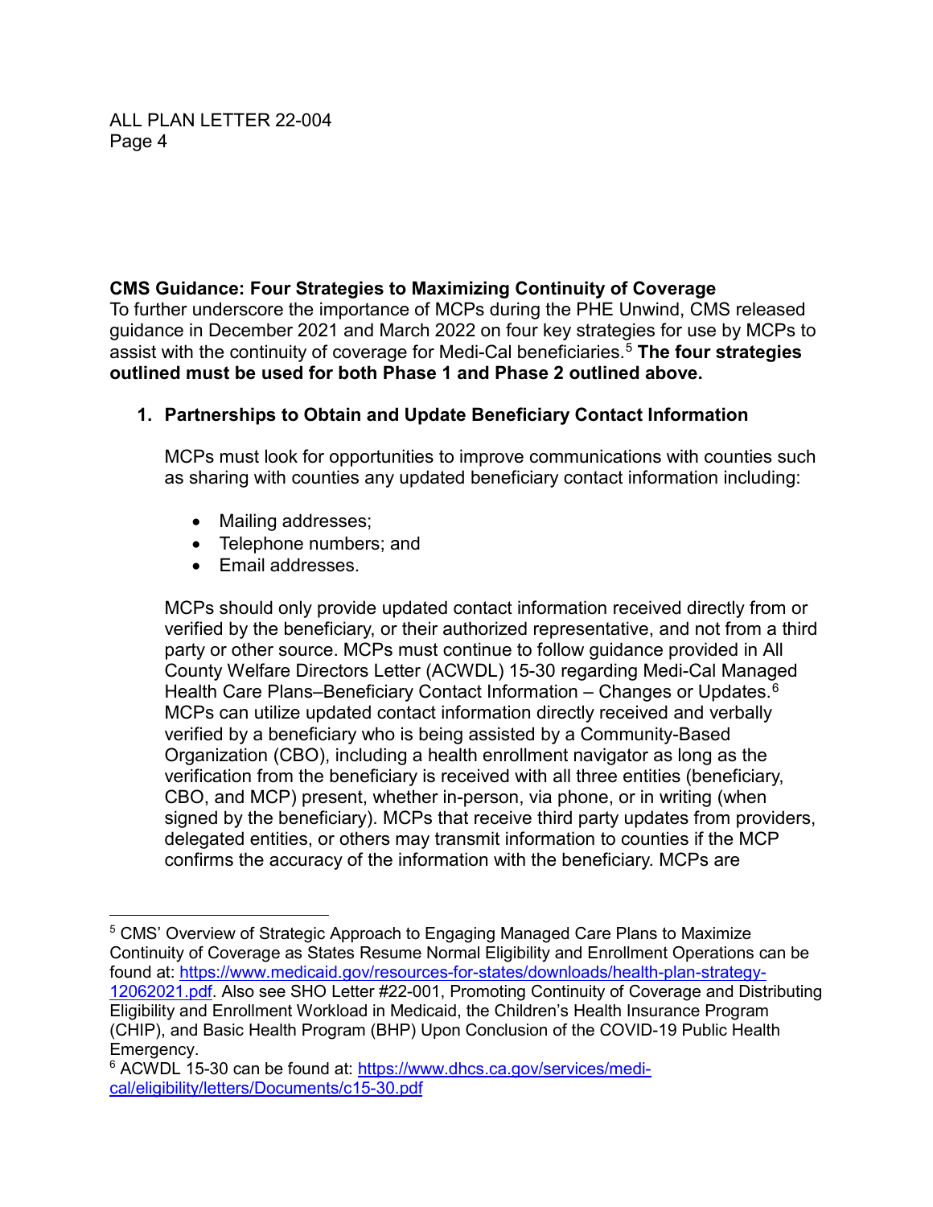**CMS Guidance: Four Strategies to Maximizing Continuity of Coverage**
To further underscore the importance of MCPs during the PHE Unwind, CMS released guidance in December 2021 and March 2022 on four key strategies for use by MCPs to assist with the continuity of coverage for Medi-Cal beneficiaries.[5] **The four strategies outlined must be used for both Phase 1 and Phase 2 outlined above.**

1. **Partnerships to Obtain and Update Beneficiary Contact Information**

   MCPs must look for opportunities to improve communications with counties such as sharing with counties any updated beneficiary contact information including:

   - Mailing addresses;
   - Telephone numbers; and
   - Email addresses.

   MCPs should only provide updated contact information received directly from or verified by the beneficiary, or their authorized representative, and not from a third party or other source. MCPs must continue to follow guidance provided in All County Welfare Directors Letter (ACWDL) 15-30 regarding Medi-Cal Managed Health Care Plans–Beneficiary Contact Information – Changes or Updates.[6] MCPs can utilize updated contact information directly received and verbally verified by a beneficiary who is being assisted by a Community-Based Organization (CBO), including a health enrollment navigator as long as the verification from the beneficiary is received with all three entities (beneficiary, CBO, and MCP) present, whether in-person, via phone, or in writing (when signed by the beneficiary). MCPs that receive third party updates from providers, delegated entities, or others may transmit information to counties if the MCP confirms the accuracy of the information with the beneficiary. MCPs are

---

[5] CMS' Overview of Strategic Approach to Engaging Managed Care Plans to Maximize Continuity of Coverage as States Resume Normal Eligibility and Enrollment Operations can be found at: https://www.medicaid.gov/resources-for-states/downloads/health-plan-strategy-12062021.pdf. Also see SHO Letter #22-001, Promoting Continuity of Coverage and Distributing Eligibility and Enrollment Workload in Medicaid, the Children's Health Insurance Program (CHIP), and Basic Health Program (BHP) Upon Conclusion of the COVID-19 Public Health Emergency.

[6] ACWDL 15-30 can be found at: https://www.dhcs.ca.gov/services/medi-cal/eligibility/letters/Documents/c15-30.pdf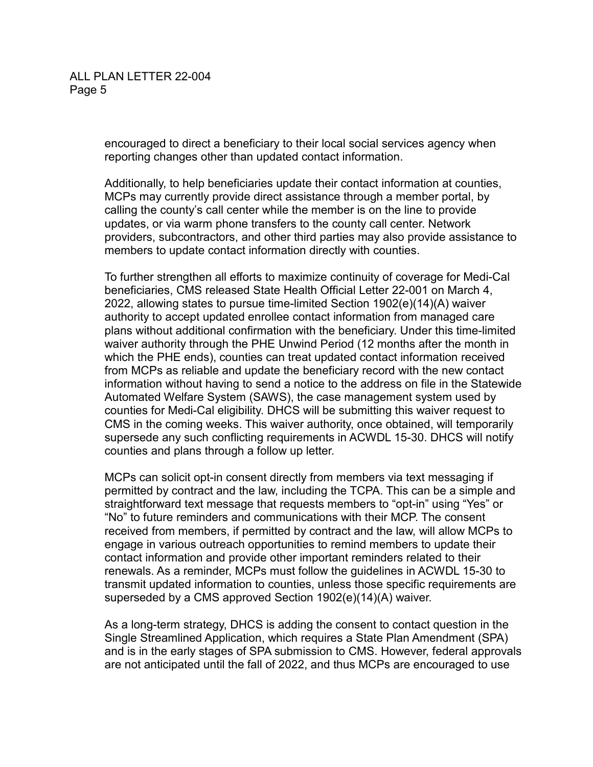encouraged to direct a beneficiary to their local social services agency when reporting changes other than updated contact information.

Additionally, to help beneficiaries update their contact information at counties, MCPs may currently provide direct assistance through a member portal, by calling the county's call center while the member is on the line to provide updates, or via warm phone transfers to the county call center. Network providers, subcontractors, and other third parties may also provide assistance to members to update contact information directly with counties.

To further strengthen all efforts to maximize continuity of coverage for Medi-Cal beneficiaries, CMS released State Health Official Letter 22-001 on March 4, 2022, allowing states to pursue time-limited Section 1902(e)(14)(A) waiver authority to accept updated enrollee contact information from managed care plans without additional confirmation with the beneficiary. Under this time-limited waiver authority through the PHE Unwind Period (12 months after the month in which the PHE ends), counties can treat updated contact information received from MCPs as reliable and update the beneficiary record with the new contact information without having to send a notice to the address on file in the Statewide Automated Welfare System (SAWS), the case management system used by counties for Medi-Cal eligibility. DHCS will be submitting this waiver request to CMS in the coming weeks. This waiver authority, once obtained, will temporarily supersede any such conflicting requirements in ACWDL 15-30. DHCS will notify counties and plans through a follow up letter.

MCPs can solicit opt-in consent directly from members via text messaging if permitted by contract and the law, including the TCPA. This can be a simple and straightforward text message that requests members to "opt-in" using "Yes" or "No" to future reminders and communications with their MCP. The consent received from members, if permitted by contract and the law, will allow MCPs to engage in various outreach opportunities to remind members to update their contact information and provide other important reminders related to their renewals. As a reminder, MCPs must follow the guidelines in ACWDL 15-30 to transmit updated information to counties, unless those specific requirements are superseded by a CMS approved Section 1902(e)(14)(A) waiver.

As a long-term strategy, DHCS is adding the consent to contact question in the Single Streamlined Application, which requires a State Plan Amendment (SPA) and is in the early stages of SPA submission to CMS. However, federal approvals are not anticipated until the fall of 2022, and thus MCPs are encouraged to use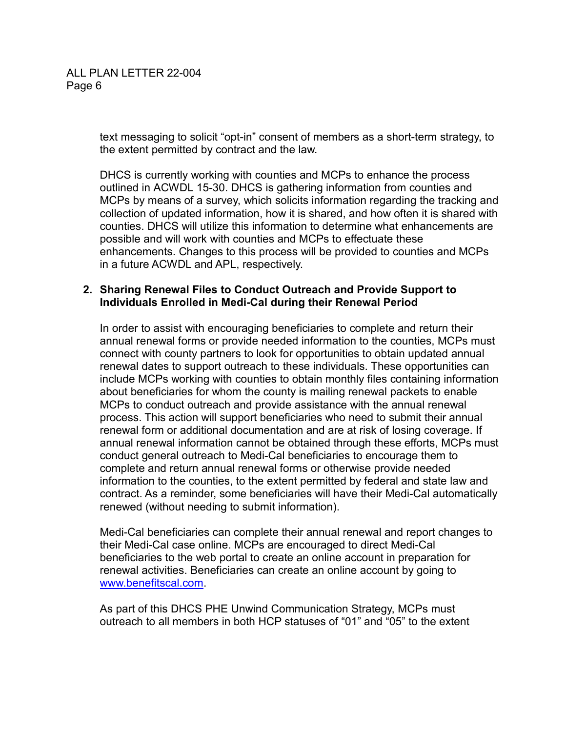text messaging to solicit "opt-in" consent of members as a short-term strategy, to the extent permitted by contract and the law.

DHCS is currently working with counties and MCPs to enhance the process outlined in ACWDL 15-30. DHCS is gathering information from counties and MCPs by means of a survey, which solicits information regarding the tracking and collection of updated information, how it is shared, and how often it is shared with counties. DHCS will utilize this information to determine what enhancements are possible and will work with counties and MCPs to effectuate these enhancements. Changes to this process will be provided to counties and MCPs in a future ACWDL and APL, respectively.

2. **Sharing Renewal Files to Conduct Outreach and Provide Support to Individuals Enrolled in Medi-Cal during their Renewal Period**

In order to assist with encouraging beneficiaries to complete and return their annual renewal forms or provide needed information to the counties, MCPs must connect with county partners to look for opportunities to obtain updated annual renewal dates to support outreach to these individuals. These opportunities can include MCPs working with counties to obtain monthly files containing information about beneficiaries for whom the county is mailing renewal packets to enable MCPs to conduct outreach and provide assistance with the annual renewal process. This action will support beneficiaries who need to submit their annual renewal form or additional documentation and are at risk of losing coverage. If annual renewal information cannot be obtained through these efforts, MCPs must conduct general outreach to Medi-Cal beneficiaries to encourage them to complete and return annual renewal forms or otherwise provide needed information to the counties, to the extent permitted by federal and state law and contract. As a reminder, some beneficiaries will have their Medi-Cal automatically renewed (without needing to submit information).

Medi-Cal beneficiaries can complete their annual renewal and report changes to their Medi-Cal case online. MCPs are encouraged to direct Medi-Cal beneficiaries to the web portal to create an online account in preparation for renewal activities. Beneficiaries can create an online account by going to [www.benefitscal.com](http://www.benefitscal.com).

As part of this DHCS PHE Unwind Communication Strategy, MCPs must outreach to all members in both HCP statuses of "01" and "05" to the extent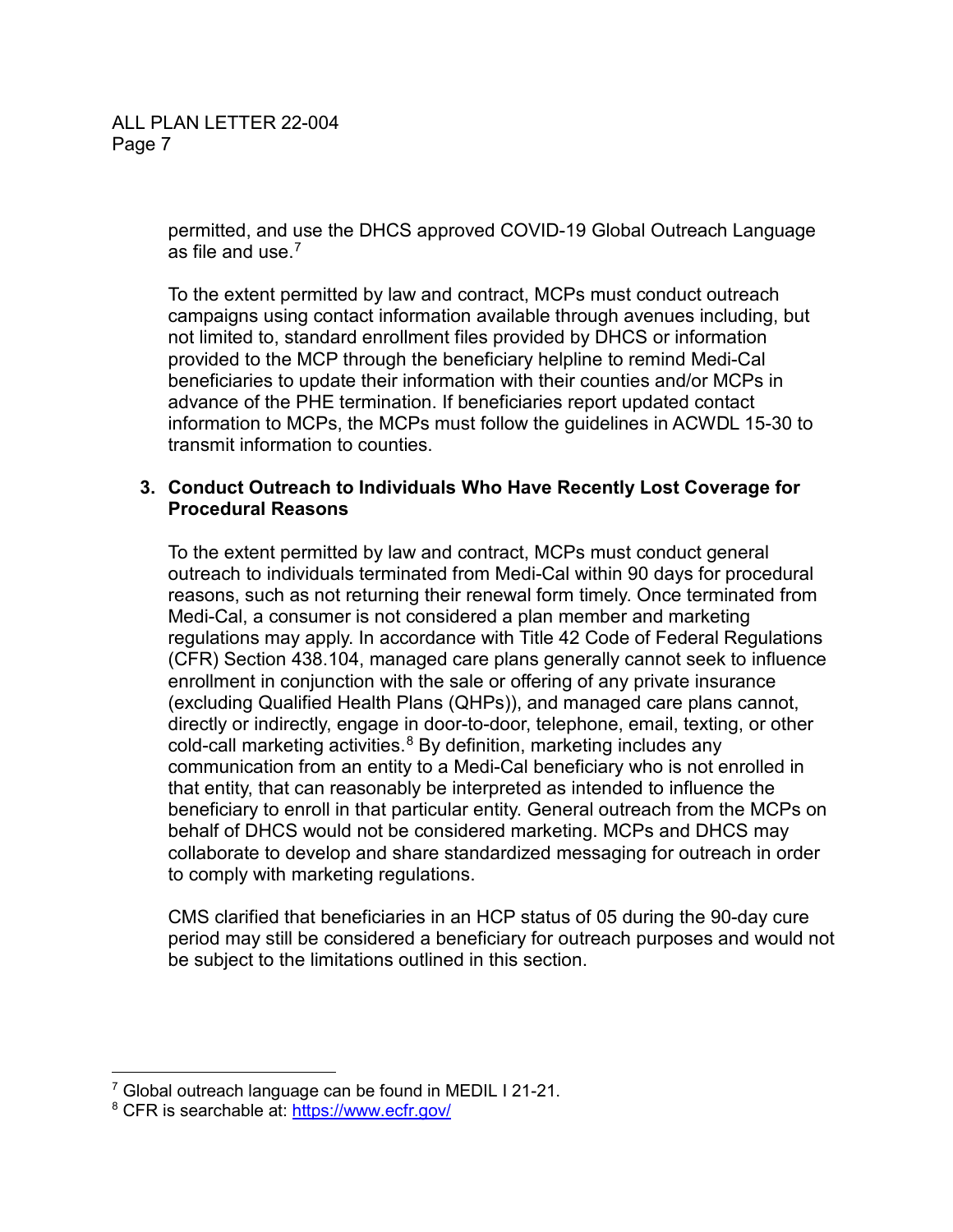permitted, and use the DHCS approved COVID-19 Global Outreach Language as file and use.[7]

To the extent permitted by law and contract, MCPs must conduct outreach campaigns using contact information available through avenues including, but not limited to, standard enrollment files provided by DHCS or information provided to the MCP through the beneficiary helpline to remind Medi-Cal beneficiaries to update their information with their counties and/or MCPs in advance of the PHE termination. If beneficiaries report updated contact information to MCPs, the MCPs must follow the guidelines in ACWDL 15-30 to transmit information to counties.

3. **Conduct Outreach to Individuals Who Have Recently Lost Coverage for Procedural Reasons**

To the extent permitted by law and contract, MCPs must conduct general outreach to individuals terminated from Medi-Cal within 90 days for procedural reasons, such as not returning their renewal form timely. Once terminated from Medi-Cal, a consumer is not considered a plan member and marketing regulations may apply. In accordance with Title 42 Code of Federal Regulations (CFR) Section 438.104, managed care plans generally cannot seek to influence enrollment in conjunction with the sale or offering of any private insurance (excluding Qualified Health Plans (QHPs)), and managed care plans cannot, directly or indirectly, engage in door-to-door, telephone, email, texting, or other cold-call marketing activities.[8] By definition, marketing includes any communication from an entity to a Medi-Cal beneficiary who is not enrolled in that entity, that can reasonably be interpreted as intended to influence the beneficiary to enroll in that particular entity. General outreach from the MCPs on behalf of DHCS would not be considered marketing. MCPs and DHCS may collaborate to develop and share standardized messaging for outreach in order to comply with marketing regulations.

CMS clarified that beneficiaries in an HCP status of 05 during the 90-day cure period may still be considered a beneficiary for outreach purposes and would not be subject to the limitations outlined in this section.

---

[7] Global outreach language can be found in MEDIL I 21-21.

[8] CFR is searchable at: https://www.ecfr.gov/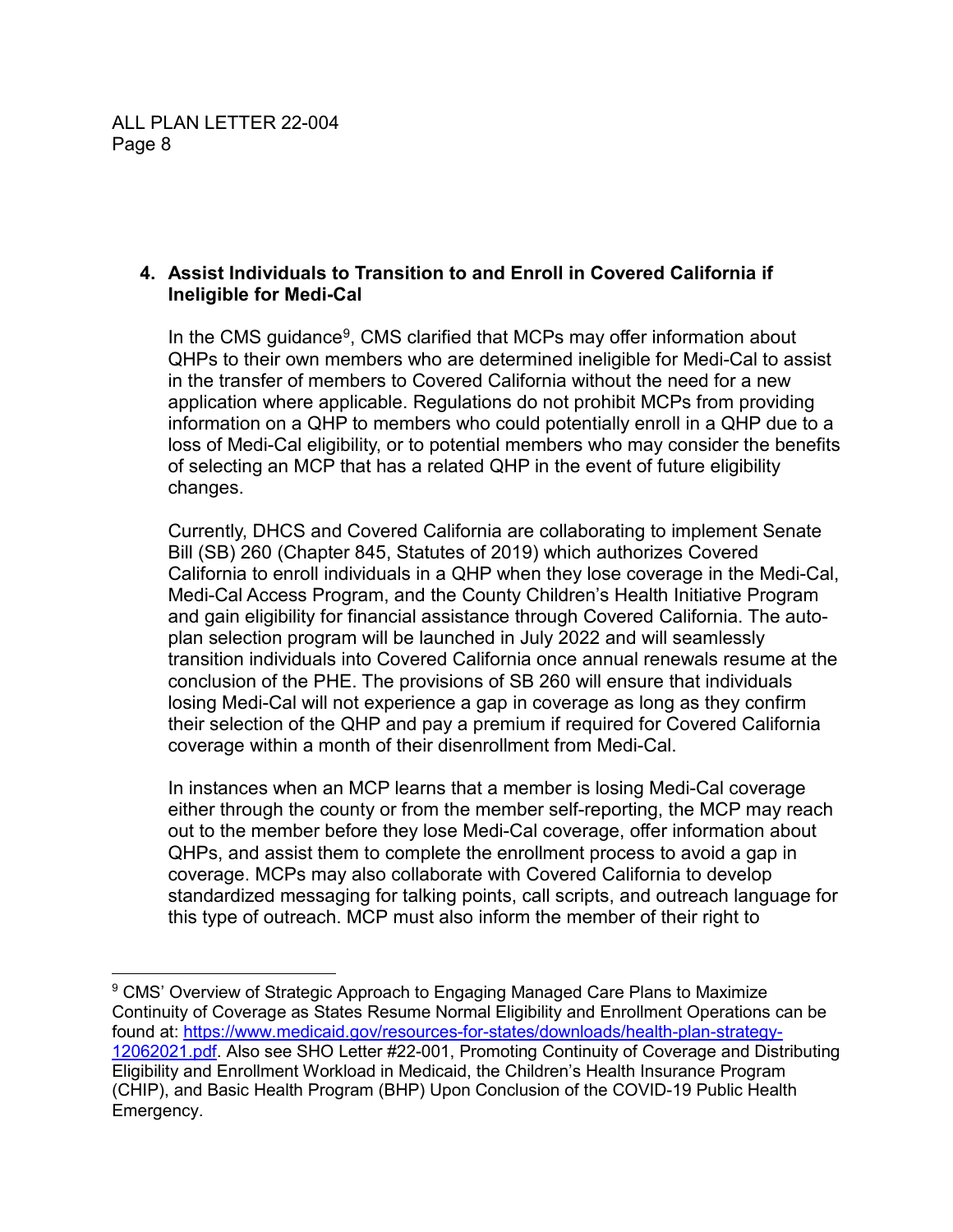**4. Assist Individuals to Transition to and Enroll in Covered California if Ineligible for Medi-Cal**

In the CMS guidance[9], CMS clarified that MCPs may offer information about QHPs to their own members who are determined ineligible for Medi-Cal to assist in the transfer of members to Covered California without the need for a new application where applicable. Regulations do not prohibit MCPs from providing information on a QHP to members who could potentially enroll in a QHP due to a loss of Medi-Cal eligibility, or to potential members who may consider the benefits of selecting an MCP that has a related QHP in the event of future eligibility changes.

Currently, DHCS and Covered California are collaborating to implement Senate Bill (SB) 260 (Chapter 845, Statutes of 2019) which authorizes Covered California to enroll individuals in a QHP when they lose coverage in the Medi-Cal, Medi-Cal Access Program, and the County Children's Health Initiative Program and gain eligibility for financial assistance through Covered California. The auto-plan selection program will be launched in July 2022 and will seamlessly transition individuals into Covered California once annual renewals resume at the conclusion of the PHE. The provisions of SB 260 will ensure that individuals losing Medi-Cal will not experience a gap in coverage as long as they confirm their selection of the QHP and pay a premium if required for Covered California coverage within a month of their disenrollment from Medi-Cal.

In instances when an MCP learns that a member is losing Medi-Cal coverage either through the county or from the member self-reporting, the MCP may reach out to the member before they lose Medi-Cal coverage, offer information about QHPs, and assist them to complete the enrollment process to avoid a gap in coverage. MCPs may also collaborate with Covered California to develop standardized messaging for talking points, call scripts, and outreach language for this type of outreach. MCP must also inform the member of their right to

---

[9] CMS' Overview of Strategic Approach to Engaging Managed Care Plans to Maximize Continuity of Coverage as States Resume Normal Eligibility and Enrollment Operations can be found at: https://www.medicaid.gov/resources-for-states/downloads/health-plan-strategy-12062021.pdf. Also see SHO Letter #22-001, Promoting Continuity of Coverage and Distributing Eligibility and Enrollment Workload in Medicaid, the Children's Health Insurance Program (CHIP), and Basic Health Program (BHP) Upon Conclusion of the COVID-19 Public Health Emergency.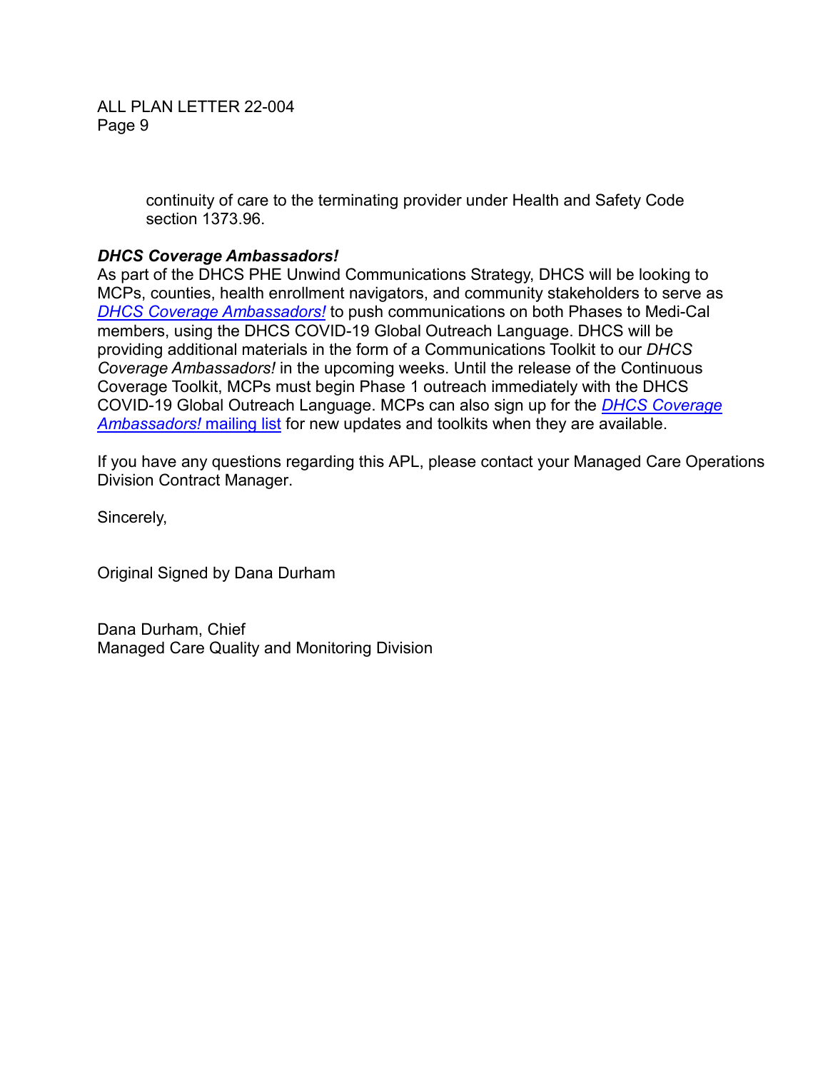continuity of care to the terminating provider under Health and Safety Code section 1373.96.

***DHCS Coverage Ambassadors!***

As part of the DHCS PHE Unwind Communications Strategy, DHCS will be looking to MCPs, counties, health enrollment navigators, and community stakeholders to serve as *DHCS Coverage Ambassadors!* to push communications on both Phases to Medi-Cal members, using the DHCS COVID-19 Global Outreach Language. DHCS will be providing additional materials in the form of a Communications Toolkit to our *DHCS Coverage Ambassadors!* in the upcoming weeks. Until the release of the Continuous Coverage Toolkit, MCPs must begin Phase 1 outreach immediately with the DHCS COVID-19 Global Outreach Language. MCPs can also sign up for the *DHCS Coverage Ambassadors!* mailing list for new updates and toolkits when they are available.

If you have any questions regarding this APL, please contact your Managed Care Operations Division Contract Manager.

Sincerely,

Original Signed by Dana Durham

Dana Durham, Chief
Managed Care Quality and Monitoring Division